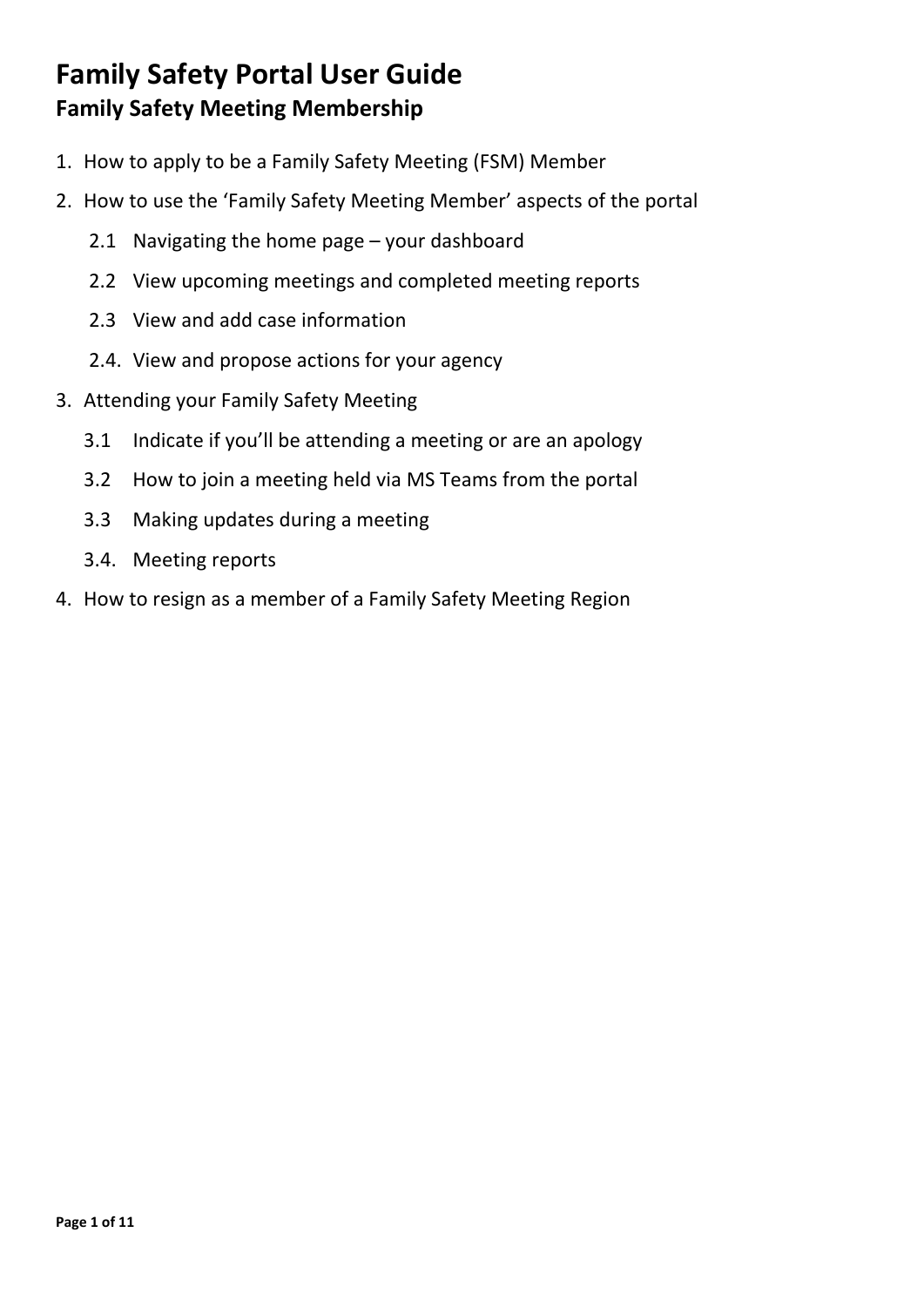# Family Safety Portal User Guide

## Family Safety Meeting Membership

1. How to apply to be a Family Safety Meeting (FSM) Member
2. How to use the 'Family Safety Meeting Member' aspects of the portal
    - 2.1 Navigating the home page – your dashboard
    - 2.2 View upcoming meetings and completed meeting reports
    - 2.3 View and add case information
    - 2.4. View and propose actions for your agency
3. Attending your Family Safety Meeting
    - 3.1 Indicate if you'll be attending a meeting or are an apology
    - 3.2 How to join a meeting held via MS Teams from the portal
    - 3.3 Making updates during a meeting
    - 3.4. Meeting reports
4. How to resign as a member of a Family Safety Meeting Region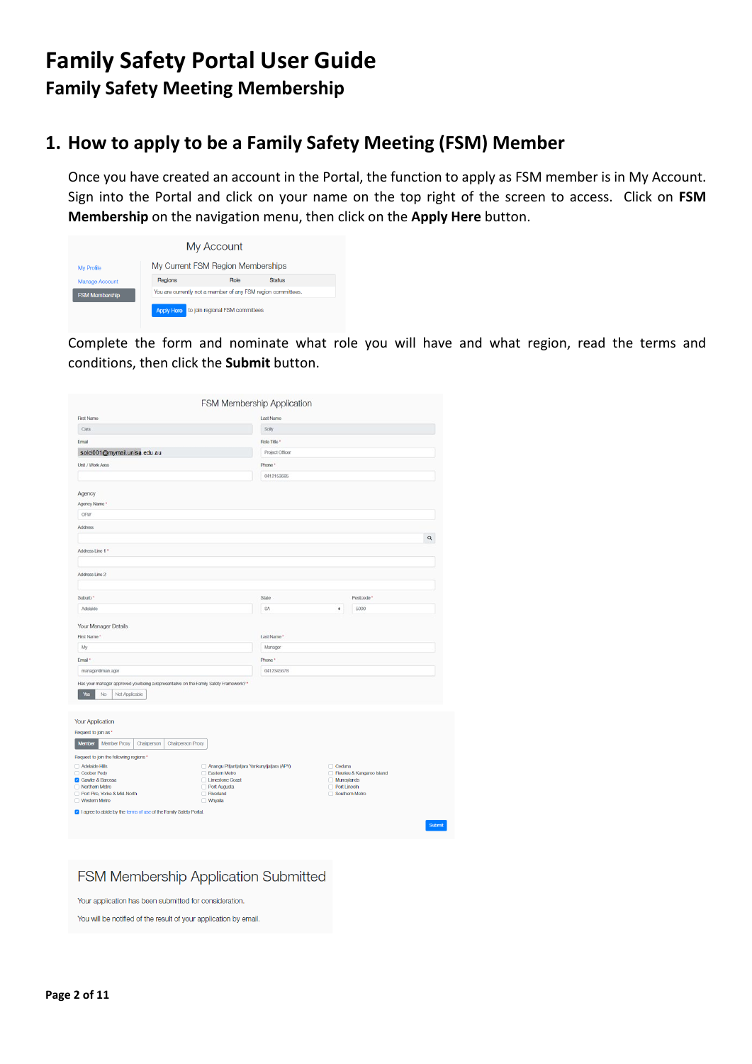# Family Safety Portal User Guide

## Family Safety Meeting Membership

## 1. How to apply to be a Family Safety Meeting (FSM) Member

Once you have created an account in the Portal, the function to apply as FSM member is in My Account. Sign into the Portal and click on your name on the top right of the screen to access. Click on **FSM Membership** on the navigation menu, then click on the **Apply Here** button.

Complete the form and nominate what role you will have and what region, read the terms and conditions, then click the **Submit** button.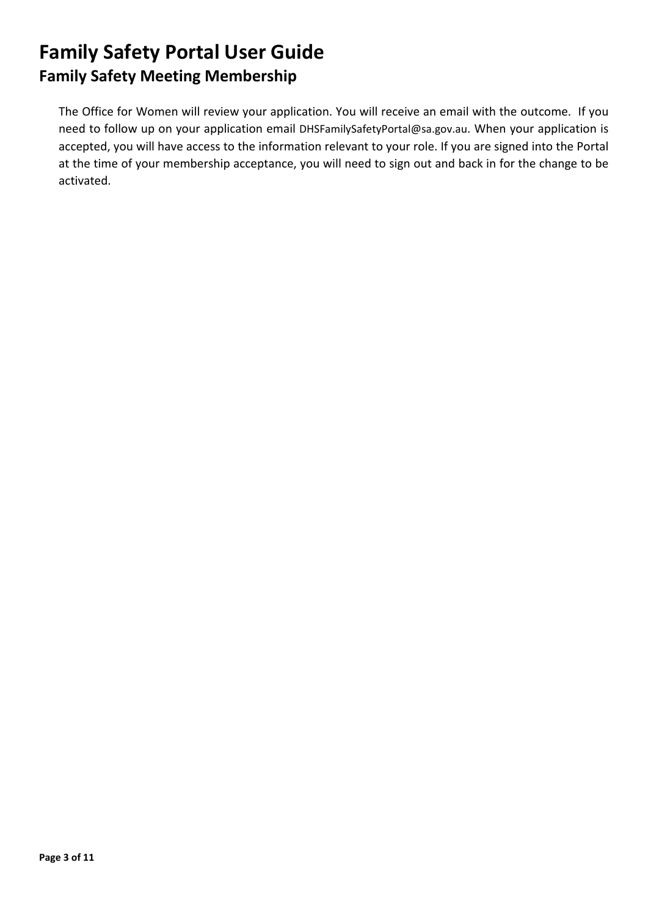# Family Safety Portal User Guide

## Family Safety Meeting Membership

The Office for Women will review your application. You will receive an email with the outcome. If you need to follow up on your application email DHSFamilySafetyPortal@sa.gov.au. When your application is accepted, you will have access to the information relevant to your role. If you are signed into the Portal at the time of your membership acceptance, you will need to sign out and back in for the change to be activated.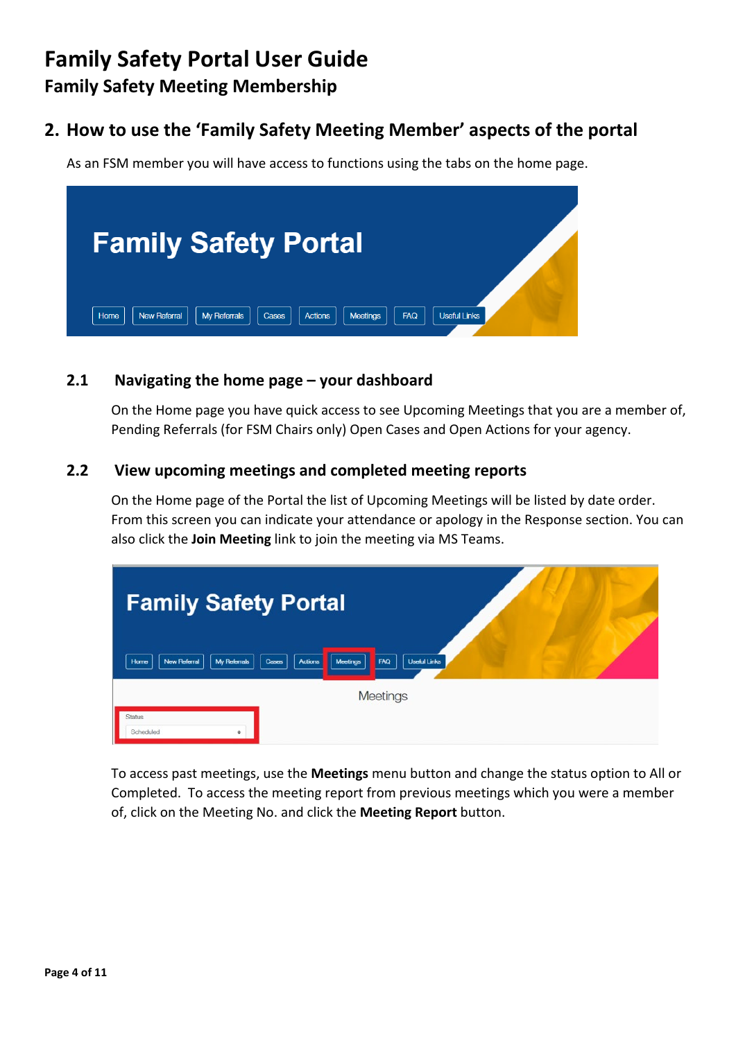# Family Safety Portal User Guide

## Family Safety Meeting Membership

## 2. How to use the 'Family Safety Meeting Member' aspects of the portal

As an FSM member you will have access to functions using the tabs on the home page.

### 2.1 Navigating the home page – your dashboard

On the Home page you have quick access to see Upcoming Meetings that you are a member of, Pending Referrals (for FSM Chairs only) Open Cases and Open Actions for your agency.

### 2.2 View upcoming meetings and completed meeting reports

On the Home page of the Portal the list of Upcoming Meetings will be listed by date order. From this screen you can indicate your attendance or apology in the Response section. You can also click the **Join Meeting** link to join the meeting via MS Teams.

To access past meetings, use the **Meetings** menu button and change the status option to All or Completed. To access the meeting report from previous meetings which you were a member of, click on the Meeting No. and click the **Meeting Report** button.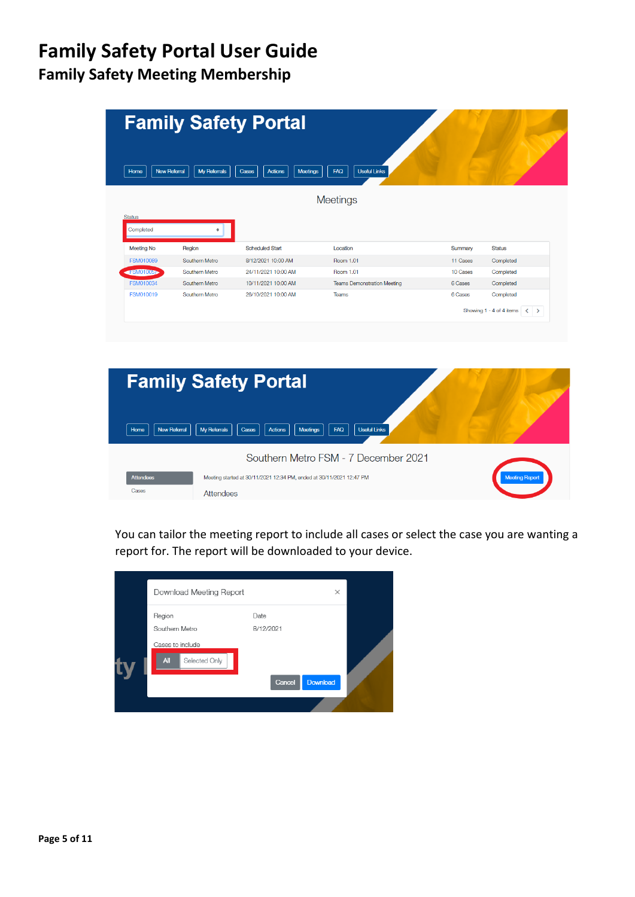# Family Safety Portal User Guide

## Family Safety Meeting Membership

You can tailor the meeting report to include all cases or select the case you are wanting a report for. The report will be downloaded to your device.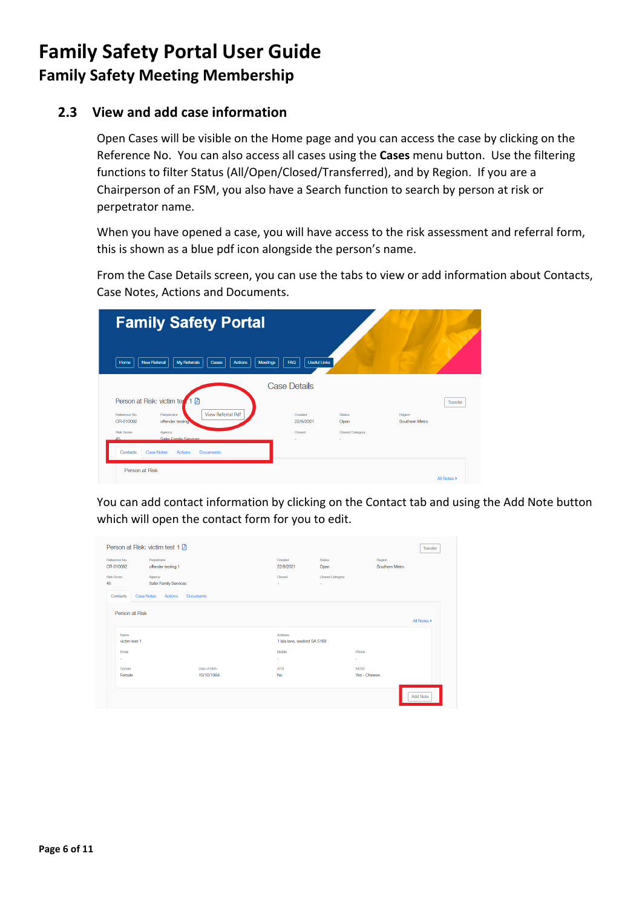## 2.3 View and add case information

Open Cases will be visible on the Home page and you can access the case by clicking on the Reference No. You can also access all cases using the **Cases** menu button. Use the filtering functions to filter Status (All/Open/Closed/Transferred), and by Region. If you are a Chairperson of an FSM, you also have a Search function to search by person at risk or perpetrator name.

When you have opened a case, you will have access to the risk assessment and referral form, this is shown as a blue pdf icon alongside the person's name.

From the Case Details screen, you can use the tabs to view or add information about Contacts, Case Notes, Actions and Documents.

You can add contact information by clicking on the Contact tab and using the Add Note button which will open the contact form for you to edit.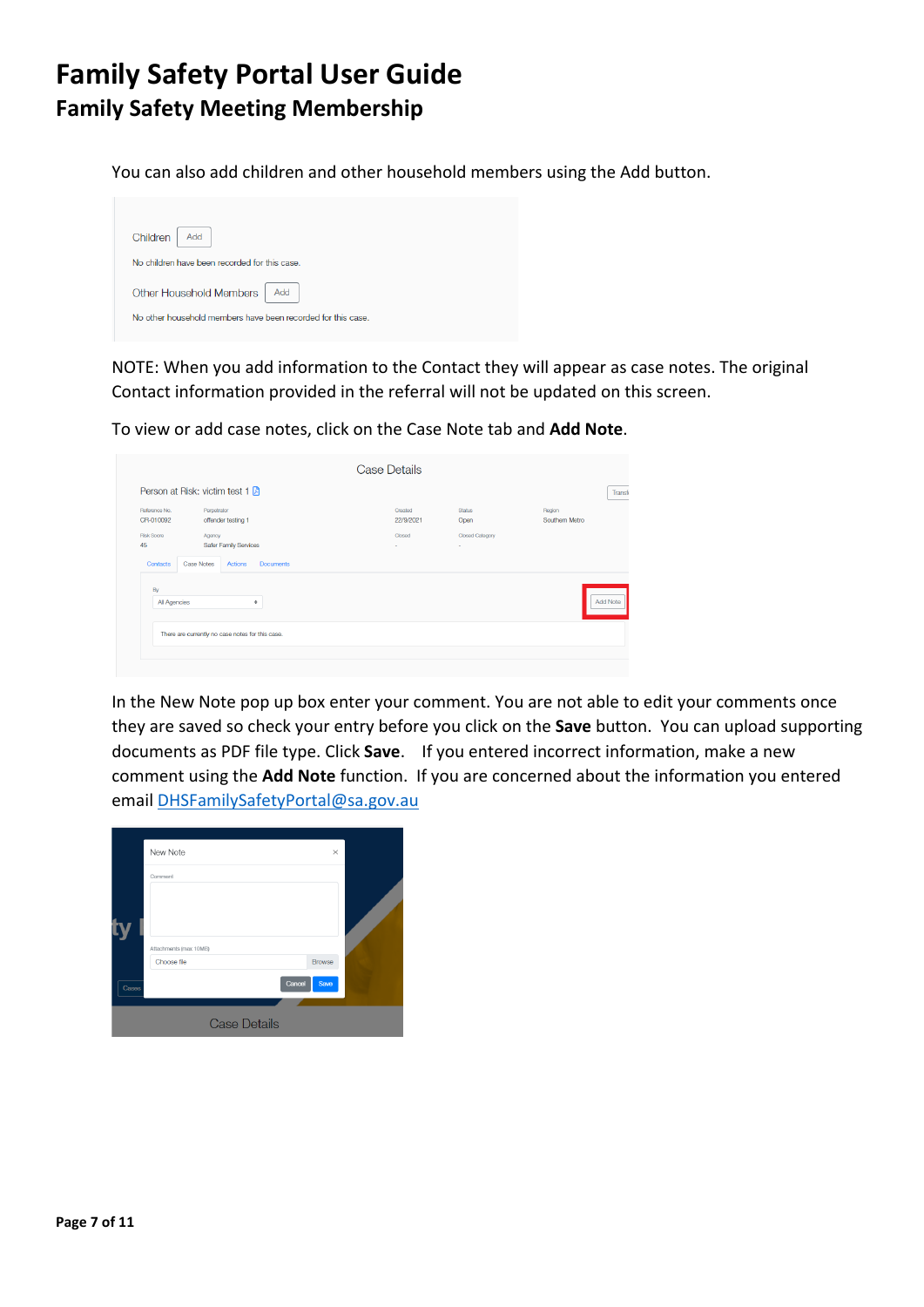# Family Safety Portal User Guide

## Family Safety Meeting Membership

You can also add children and other household members using the Add button.

NOTE: When you add information to the Contact they will appear as case notes. The original Contact information provided in the referral will not be updated on this screen.

To view or add case notes, click on the Case Note tab and **Add Note**.

In the New Note pop up box enter your comment. You are not able to edit your comments once they are saved so check your entry before you click on the **Save** button. You can upload supporting documents as PDF file type. Click **Save**. If you entered incorrect information, make a new comment using the **Add Note** function. If you are concerned about the information you entered email [DHSFamilySafetyPortal@sa.gov.au](mailto:DHSFamilySafetyPortal@sa.gov.au)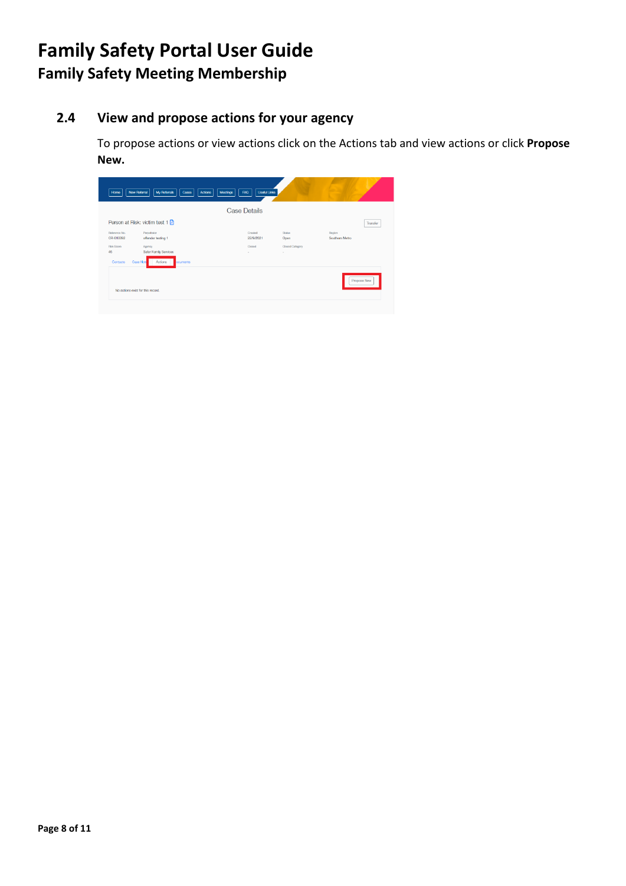# Family Safety Portal User Guide

## Family Safety Meeting Membership

### 2.4 View and propose actions for your agency

To propose actions or view actions click on the Actions tab and view actions or click **Propose New.**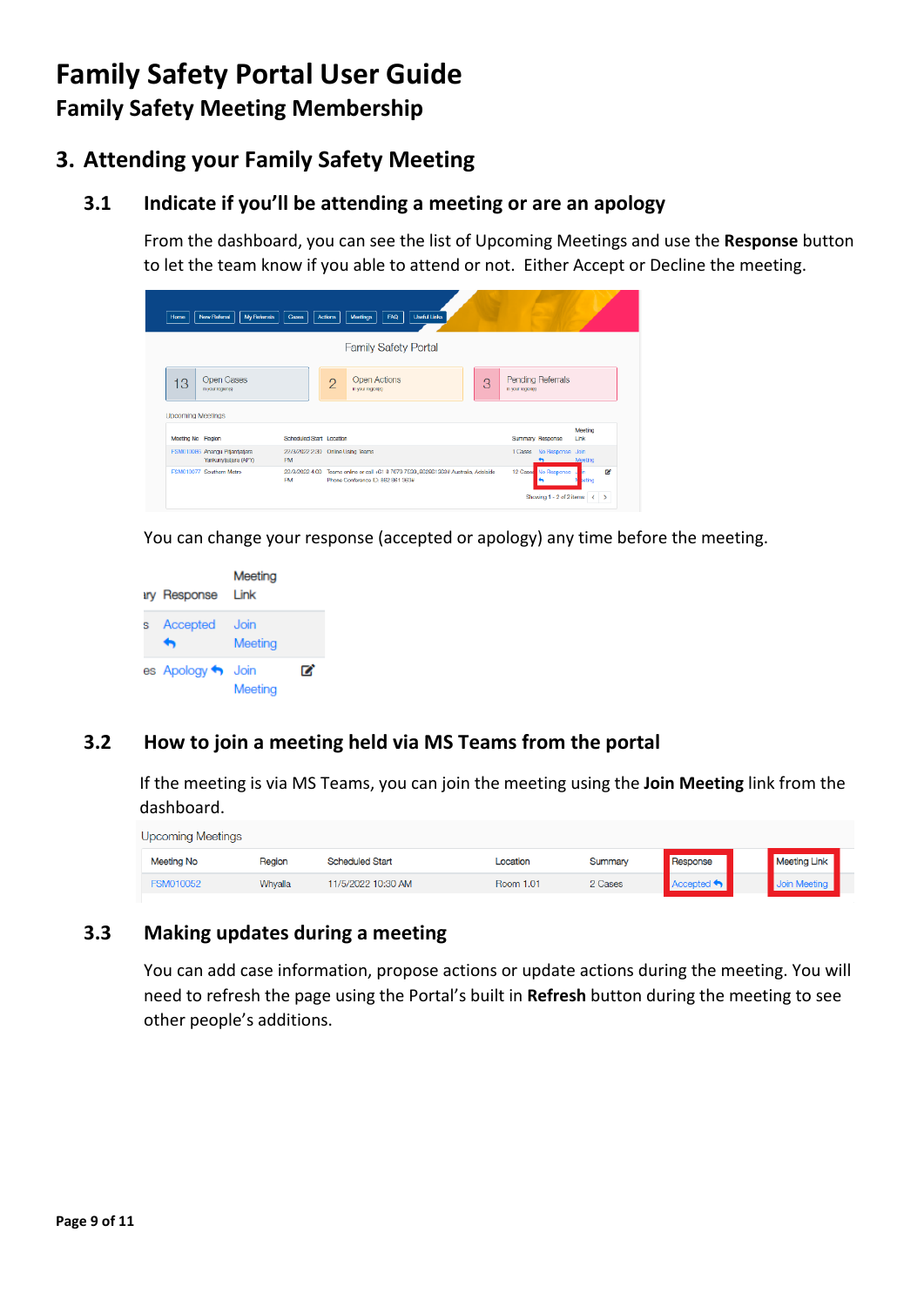# Family Safety Portal User Guide

## Family Safety Meeting Membership

## 3. Attending your Family Safety Meeting

### 3.1 Indicate if you'll be attending a meeting or are an apology

From the dashboard, you can see the list of Upcoming Meetings and use the **Response** button to let the team know if you able to attend or not. Either Accept or Decline the meeting.

You can change your response (accepted or apology) any time before the meeting.

### 3.2 How to join a meeting held via MS Teams from the portal

If the meeting is via MS Teams, you can join the meeting using the **Join Meeting** link from the dashboard.

### 3.3 Making updates during a meeting

You can add case information, propose actions or update actions during the meeting. You will need to refresh the page using the Portal's built in **Refresh** button during the meeting to see other people's additions.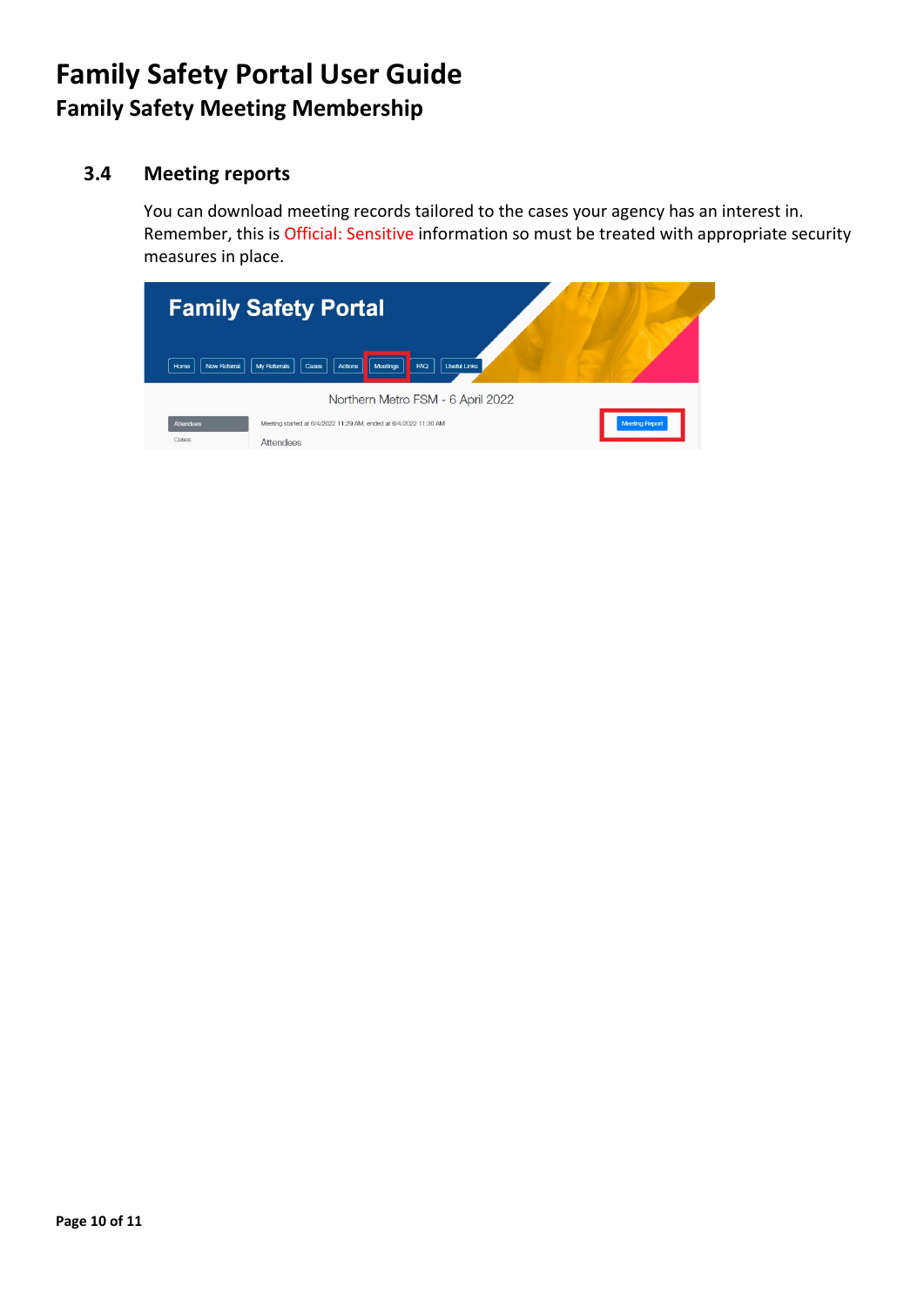# Family Safety Portal User Guide
## Family Safety Meeting Membership

### 3.4 Meeting reports

You can download meeting records tailored to the cases your agency has an interest in. Remember, this is Official: Sensitive information so must be treated with appropriate security measures in place.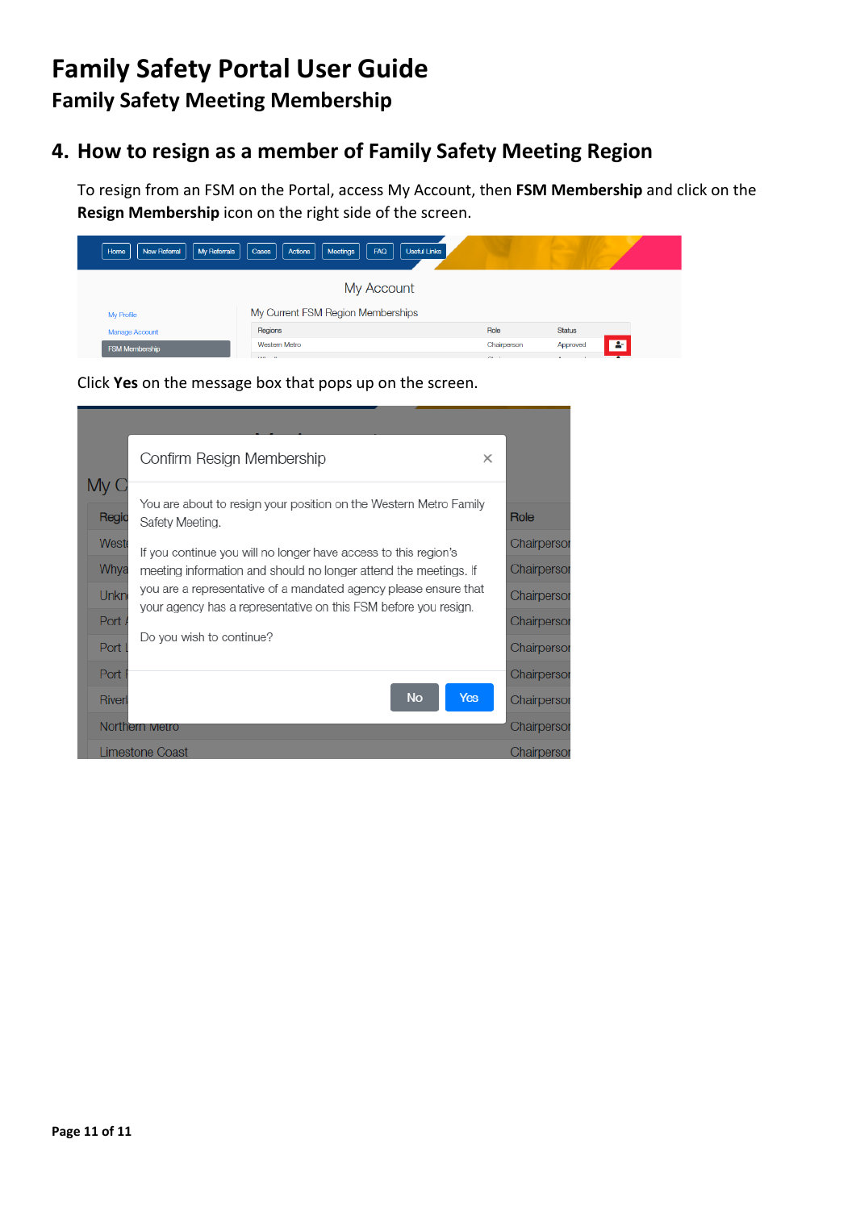# Family Safety Portal User Guide

## Family Safety Meeting Membership

### 4. How to resign as a member of Family Safety Meeting Region

To resign from an FSM on the Portal, access My Account, then **FSM Membership** and click on the **Resign Membership** icon on the right side of the screen.

Click **Yes** on the message box that pops up on the screen.